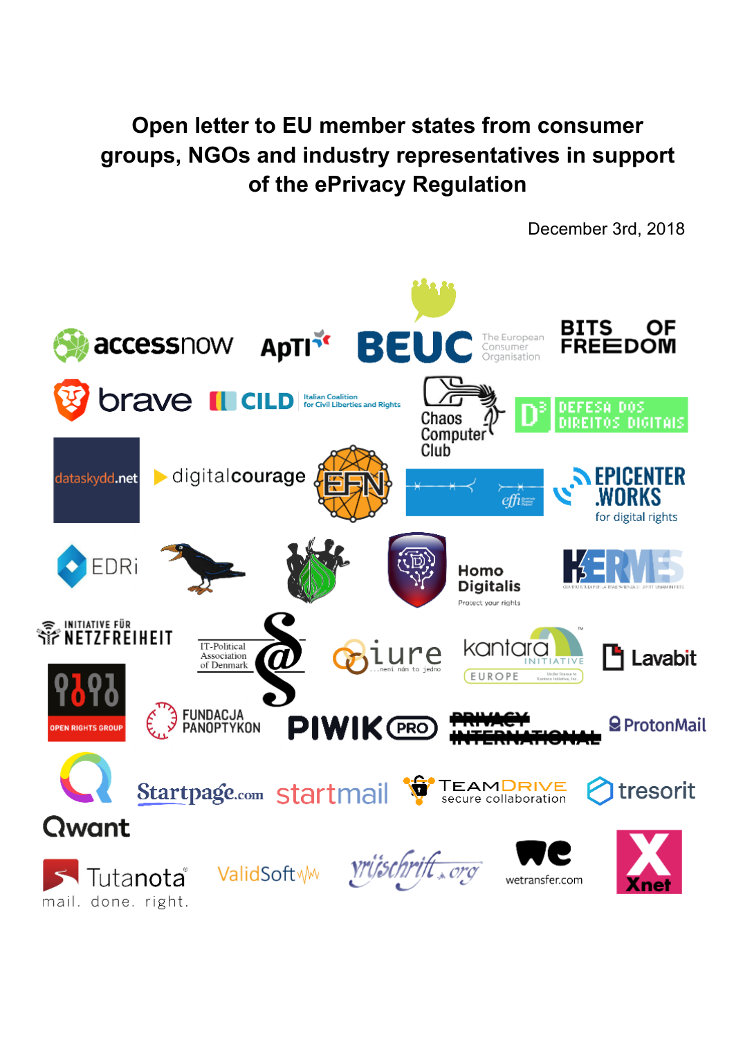# Open letter to EU member states from consumer groups, NGOs and industry representatives in support of the ePrivacy Regulation

December 3rd, 2018

accessnow

ApTI

BEUC The European Consumer Organisation

BITS OF FREEDOM

brave

CILD Italian Coalition for Civil Liberties and Rights

Chaos Computer Club

D3 DEFESA DOS DIREITOS DIGITAIS

dataskydd.net

digitalcourage

EFN

effi

EPICENTER.WORKS for digital rights

EDRi

Homo Digitalis Protect your rights

HERMES

INITIATIVE FÜR NETZFREIHEIT

IT-Political Association of Denmark

iure ...není nám to jedno

kantara INITIATIVE EUROPE

Lavabit

OPEN RIGHTS GROUP

FUNDACJA PANOPTYKON

PIWIK PRO

PRIVACY INTERNATIONAL

ProtonMail

Qwant

Startpage.com

startmail

TEAMDRIVE secure collaboration

tresorit

Tutanota mail. done. right.

ValidSoft

vrijschrift.org

wetransfer.com

Xnet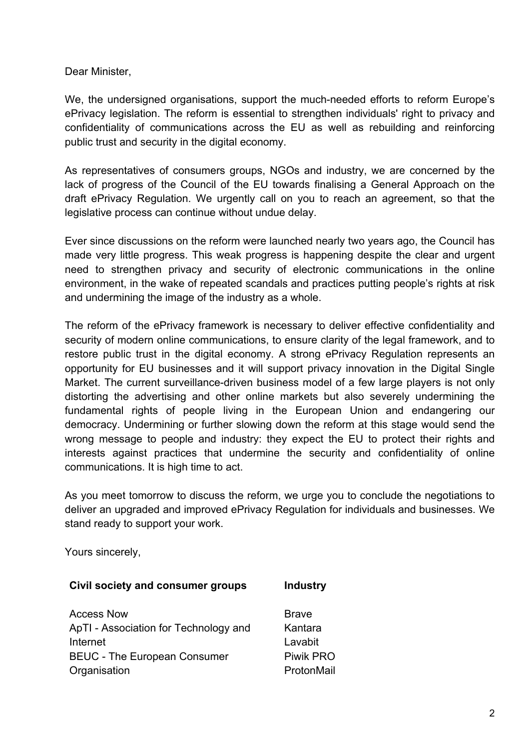Dear Minister,

We, the undersigned organisations, support the much-needed efforts to reform Europe's ePrivacy legislation. The reform is essential to strengthen individuals' right to privacy and confidentiality of communications across the EU as well as rebuilding and reinforcing public trust and security in the digital economy.

As representatives of consumers groups, NGOs and industry, we are concerned by the lack of progress of the Council of the EU towards finalising a General Approach on the draft ePrivacy Regulation. We urgently call on you to reach an agreement, so that the legislative process can continue without undue delay.

Ever since discussions on the reform were launched nearly two years ago, the Council has made very little progress. This weak progress is happening despite the clear and urgent need to strengthen privacy and security of electronic communications in the online environment, in the wake of repeated scandals and practices putting people's rights at risk and undermining the image of the industry as a whole.

The reform of the ePrivacy framework is necessary to deliver effective confidentiality and security of modern online communications, to ensure clarity of the legal framework, and to restore public trust in the digital economy. A strong ePrivacy Regulation represents an opportunity for EU businesses and it will support privacy innovation in the Digital Single Market. The current surveillance-driven business model of a few large players is not only distorting the advertising and other online markets but also severely undermining the fundamental rights of people living in the European Union and endangering our democracy. Undermining or further slowing down the reform at this stage would send the wrong message to people and industry: they expect the EU to protect their rights and interests against practices that undermine the security and confidentiality of online communications. It is high time to act.

As you meet tomorrow to discuss the reform, we urge you to conclude the negotiations to deliver an upgraded and improved ePrivacy Regulation for individuals and businesses. We stand ready to support your work.

Yours sincerely,

| **Civil society and consumer groups** | **Industry** |
| --- | --- |
| Access Now | Brave |
| ApTI - Association for Technology and Internet | Kantara |
| BEUC - The European Consumer Organisation | Lavabit |
| | Piwik PRO |
| | ProtonMail |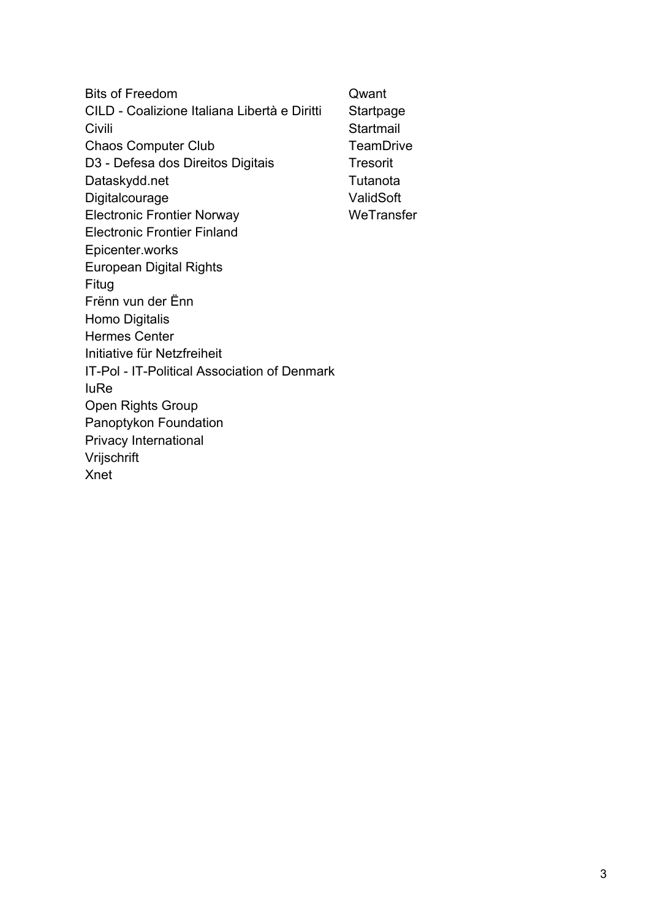Bits of Freedom
CILD - Coalizione Italiana Libertà e Diritti Civili
Chaos Computer Club
D3 - Defesa dos Direitos Digitais
Dataskydd.net
Digitalcourage
Electronic Frontier Norway
Electronic Frontier Finland
Epicenter.works
European Digital Rights
Fitug
Frënn vun der Ënn
Homo Digitalis
Hermes Center
Initiative für Netzfreiheit
IT-Pol - IT-Political Association of Denmark
IuRe
Open Rights Group
Panoptykon Foundation
Privacy International
Vrijschrift
Xnet

Qwant
Startpage
Startmail
TeamDrive
Tresorit
Tutanota
ValidSoft
WeTransfer